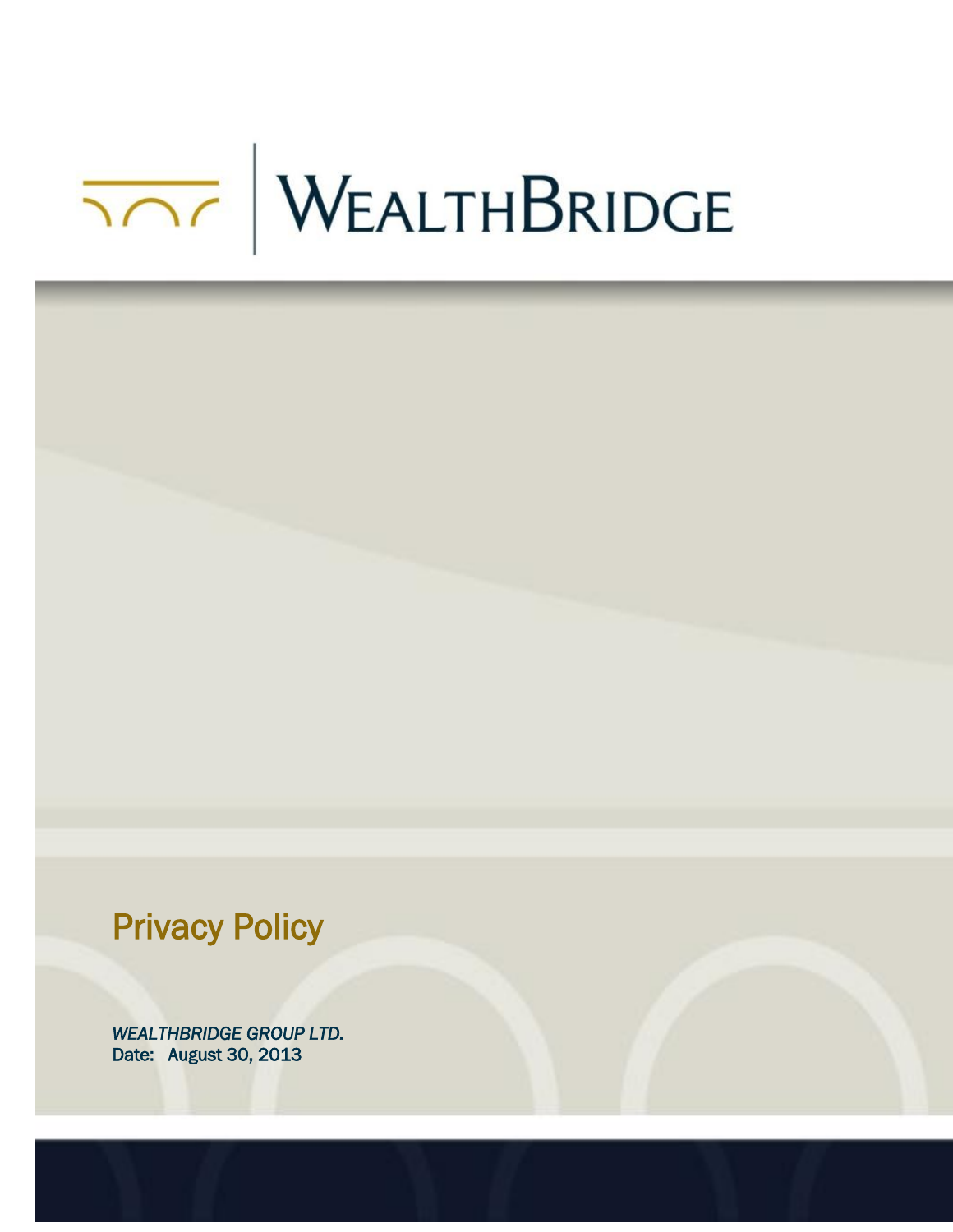# WEALTHBRIDGE

## Privacy Policy

*WEALTHBRIDGE GROUP LTD.*
Date: August 30, 2013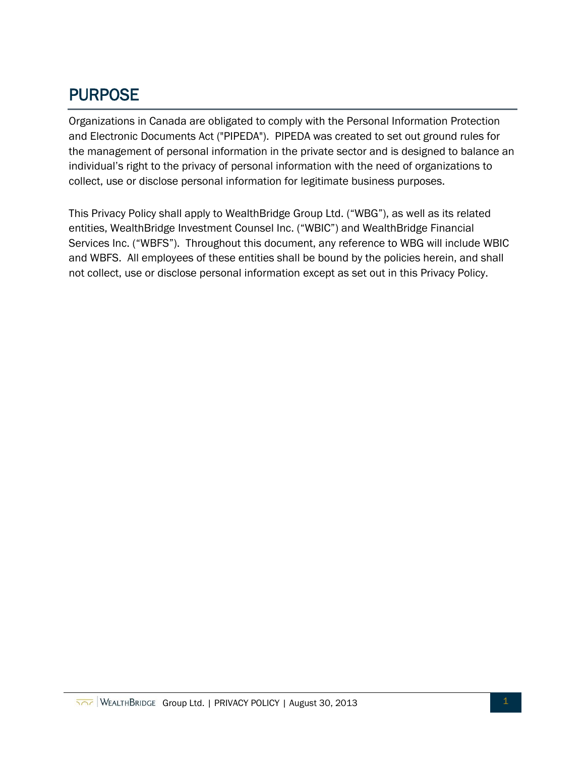# PURPOSE

Organizations in Canada are obligated to comply with the Personal Information Protection and Electronic Documents Act ("PIPEDA"). PIPEDA was created to set out ground rules for the management of personal information in the private sector and is designed to balance an individual's right to the privacy of personal information with the need of organizations to collect, use or disclose personal information for legitimate business purposes.

This Privacy Policy shall apply to WealthBridge Group Ltd. ("WBG"), as well as its related entities, WealthBridge Investment Counsel Inc. ("WBIC") and WealthBridge Financial Services Inc. ("WBFS"). Throughout this document, any reference to WBG will include WBIC and WBFS. All employees of these entities shall be bound by the policies herein, and shall not collect, use or disclose personal information except as set out in this Privacy Policy.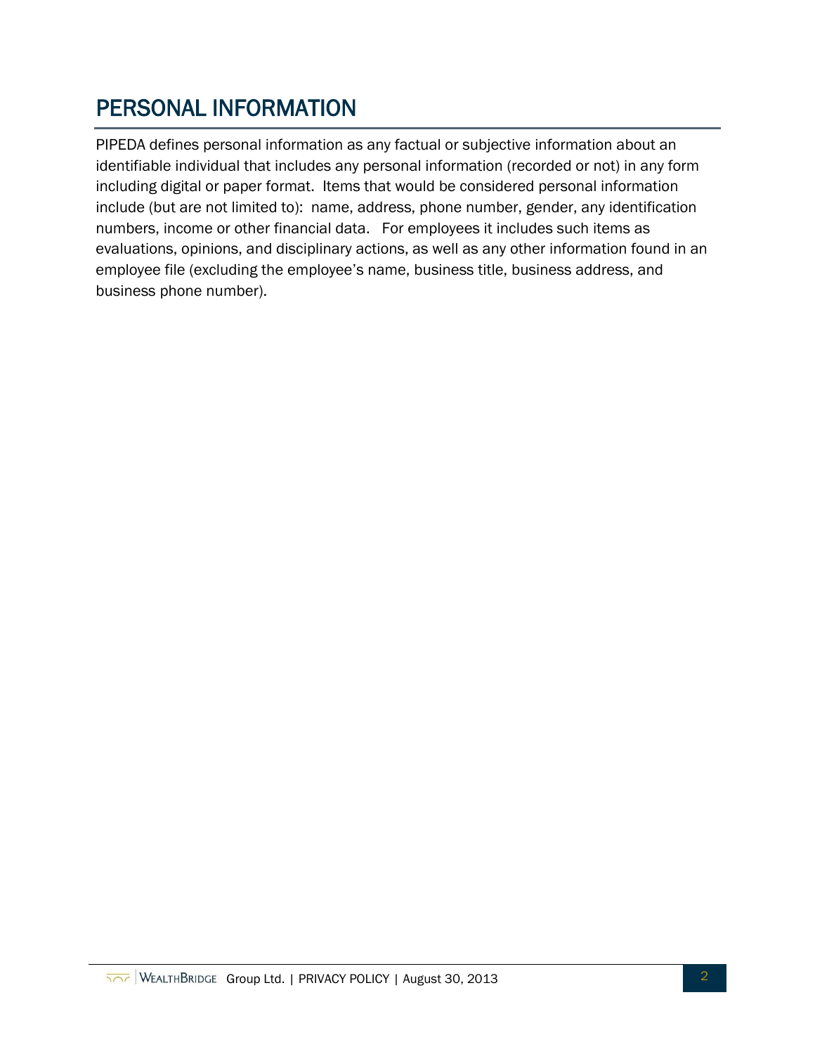# PERSONAL INFORMATION

PIPEDA defines personal information as any factual or subjective information about an identifiable individual that includes any personal information (recorded or not) in any form including digital or paper format. Items that would be considered personal information include (but are not limited to): name, address, phone number, gender, any identification numbers, income or other financial data. For employees it includes such items as evaluations, opinions, and disciplinary actions, as well as any other information found in an employee file (excluding the employee's name, business title, business address, and business phone number).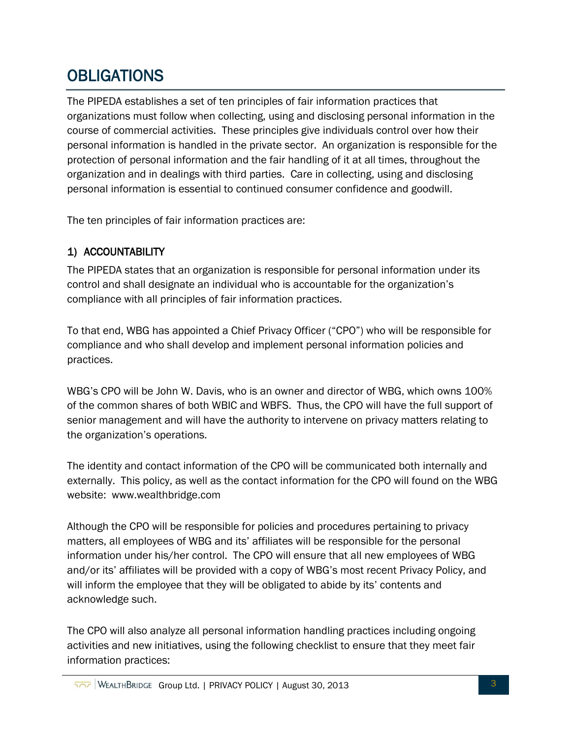# OBLIGATIONS

The PIPEDA establishes a set of ten principles of fair information practices that organizations must follow when collecting, using and disclosing personal information in the course of commercial activities. These principles give individuals control over how their personal information is handled in the private sector. An organization is responsible for the protection of personal information and the fair handling of it at all times, throughout the organization and in dealings with third parties. Care in collecting, using and disclosing personal information is essential to continued consumer confidence and goodwill.

The ten principles of fair information practices are:

## 1) ACCOUNTABILITY

The PIPEDA states that an organization is responsible for personal information under its control and shall designate an individual who is accountable for the organization's compliance with all principles of fair information practices.

To that end, WBG has appointed a Chief Privacy Officer ("CPO") who will be responsible for compliance and who shall develop and implement personal information policies and practices.

WBG's CPO will be John W. Davis, who is an owner and director of WBG, which owns 100% of the common shares of both WBIC and WBFS. Thus, the CPO will have the full support of senior management and will have the authority to intervene on privacy matters relating to the organization's operations.

The identity and contact information of the CPO will be communicated both internally and externally. This policy, as well as the contact information for the CPO will found on the WBG website: www.wealthbridge.com

Although the CPO will be responsible for policies and procedures pertaining to privacy matters, all employees of WBG and its' affiliates will be responsible for the personal information under his/her control. The CPO will ensure that all new employees of WBG and/or its' affiliates will be provided with a copy of WBG's most recent Privacy Policy, and will inform the employee that they will be obligated to abide by its' contents and acknowledge such.

The CPO will also analyze all personal information handling practices including ongoing activities and new initiatives, using the following checklist to ensure that they meet fair information practices: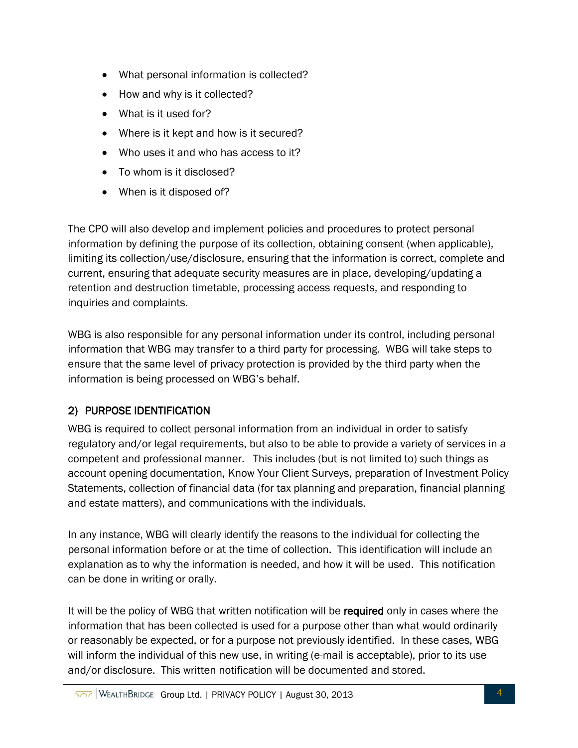- What personal information is collected?
- How and why is it collected?
- What is it used for?
- Where is it kept and how is it secured?
- Who uses it and who has access to it?
- To whom is it disclosed?
- When is it disposed of?

The CPO will also develop and implement policies and procedures to protect personal information by defining the purpose of its collection, obtaining consent (when applicable), limiting its collection/use/disclosure, ensuring that the information is correct, complete and current, ensuring that adequate security measures are in place, developing/updating a retention and destruction timetable, processing access requests, and responding to inquiries and complaints.

WBG is also responsible for any personal information under its control, including personal information that WBG may transfer to a third party for processing. WBG will take steps to ensure that the same level of privacy protection is provided by the third party when the information is being processed on WBG's behalf.

## 2) PURPOSE IDENTIFICATION

WBG is required to collect personal information from an individual in order to satisfy regulatory and/or legal requirements, but also to be able to provide a variety of services in a competent and professional manner. This includes (but is not limited to) such things as account opening documentation, Know Your Client Surveys, preparation of Investment Policy Statements, collection of financial data (for tax planning and preparation, financial planning and estate matters), and communications with the individuals.

In any instance, WBG will clearly identify the reasons to the individual for collecting the personal information before or at the time of collection. This identification will include an explanation as to why the information is needed, and how it will be used. This notification can be done in writing or orally.

It will be the policy of WBG that written notification will be **required** only in cases where the information that has been collected is used for a purpose other than what would ordinarily or reasonably be expected, or for a purpose not previously identified. In these cases, WBG will inform the individual of this new use, in writing (e-mail is acceptable), prior to its use and/or disclosure. This written notification will be documented and stored.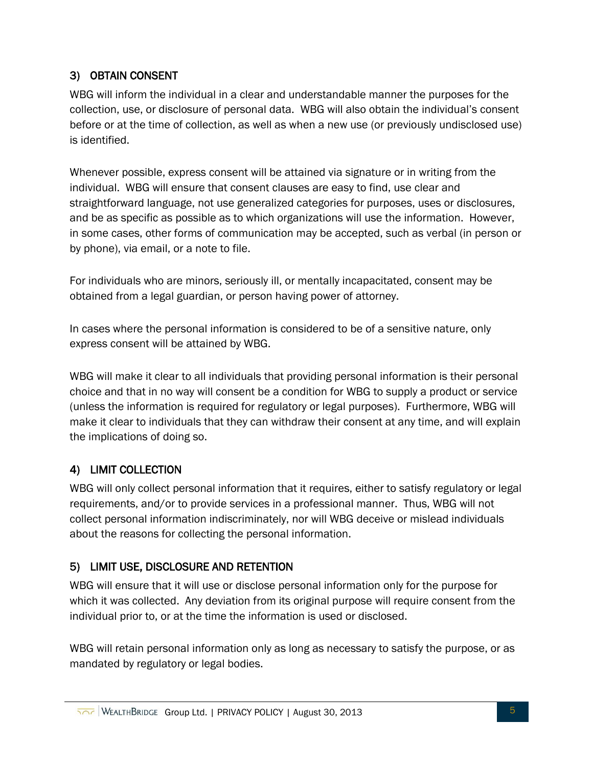## 3) OBTAIN CONSENT

WBG will inform the individual in a clear and understandable manner the purposes for the collection, use, or disclosure of personal data. WBG will also obtain the individual's consent before or at the time of collection, as well as when a new use (or previously undisclosed use) is identified.

Whenever possible, express consent will be attained via signature or in writing from the individual. WBG will ensure that consent clauses are easy to find, use clear and straightforward language, not use generalized categories for purposes, uses or disclosures, and be as specific as possible as to which organizations will use the information. However, in some cases, other forms of communication may be accepted, such as verbal (in person or by phone), via email, or a note to file.

For individuals who are minors, seriously ill, or mentally incapacitated, consent may be obtained from a legal guardian, or person having power of attorney.

In cases where the personal information is considered to be of a sensitive nature, only express consent will be attained by WBG.

WBG will make it clear to all individuals that providing personal information is their personal choice and that in no way will consent be a condition for WBG to supply a product or service (unless the information is required for regulatory or legal purposes). Furthermore, WBG will make it clear to individuals that they can withdraw their consent at any time, and will explain the implications of doing so.

## 4) LIMIT COLLECTION

WBG will only collect personal information that it requires, either to satisfy regulatory or legal requirements, and/or to provide services in a professional manner. Thus, WBG will not collect personal information indiscriminately, nor will WBG deceive or mislead individuals about the reasons for collecting the personal information.

## 5) LIMIT USE, DISCLOSURE AND RETENTION

WBG will ensure that it will use or disclose personal information only for the purpose for which it was collected. Any deviation from its original purpose will require consent from the individual prior to, or at the time the information is used or disclosed.

WBG will retain personal information only as long as necessary to satisfy the purpose, or as mandated by regulatory or legal bodies.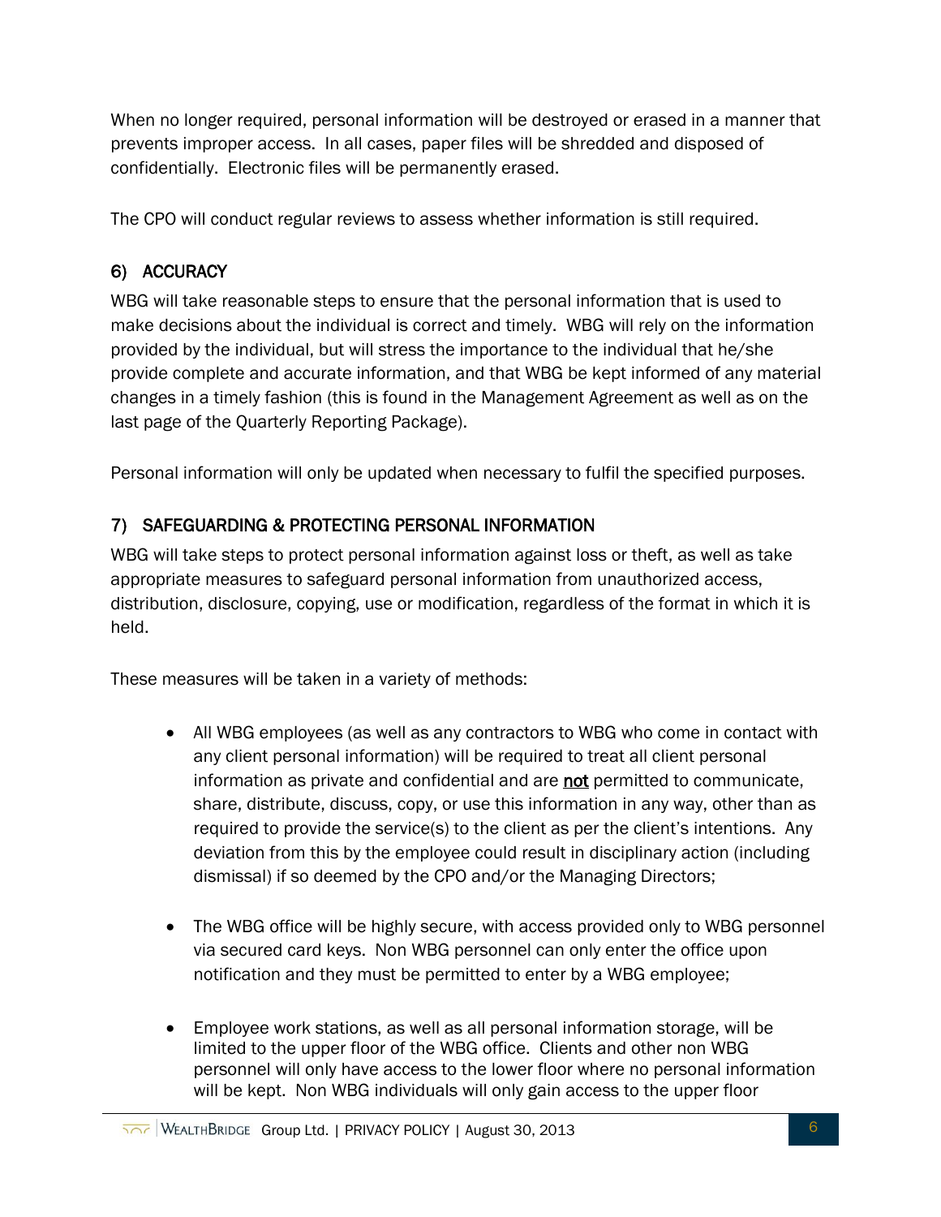When no longer required, personal information will be destroyed or erased in a manner that prevents improper access. In all cases, paper files will be shredded and disposed of confidentially. Electronic files will be permanently erased.

The CPO will conduct regular reviews to assess whether information is still required.

## 6) ACCURACY

WBG will take reasonable steps to ensure that the personal information that is used to make decisions about the individual is correct and timely. WBG will rely on the information provided by the individual, but will stress the importance to the individual that he/she provide complete and accurate information, and that WBG be kept informed of any material changes in a timely fashion (this is found in the Management Agreement as well as on the last page of the Quarterly Reporting Package).

Personal information will only be updated when necessary to fulfil the specified purposes.

## 7) SAFEGUARDING & PROTECTING PERSONAL INFORMATION

WBG will take steps to protect personal information against loss or theft, as well as take appropriate measures to safeguard personal information from unauthorized access, distribution, disclosure, copying, use or modification, regardless of the format in which it is held.

These measures will be taken in a variety of methods:

- All WBG employees (as well as any contractors to WBG who come in contact with any client personal information) will be required to treat all client personal information as private and confidential and are **not** permitted to communicate, share, distribute, discuss, copy, or use this information in any way, other than as required to provide the service(s) to the client as per the client's intentions. Any deviation from this by the employee could result in disciplinary action (including dismissal) if so deemed by the CPO and/or the Managing Directors;

- The WBG office will be highly secure, with access provided only to WBG personnel via secured card keys. Non WBG personnel can only enter the office upon notification and they must be permitted to enter by a WBG employee;

- Employee work stations, as well as all personal information storage, will be limited to the upper floor of the WBG office. Clients and other non WBG personnel will only have access to the lower floor where no personal information will be kept. Non WBG individuals will only gain access to the upper floor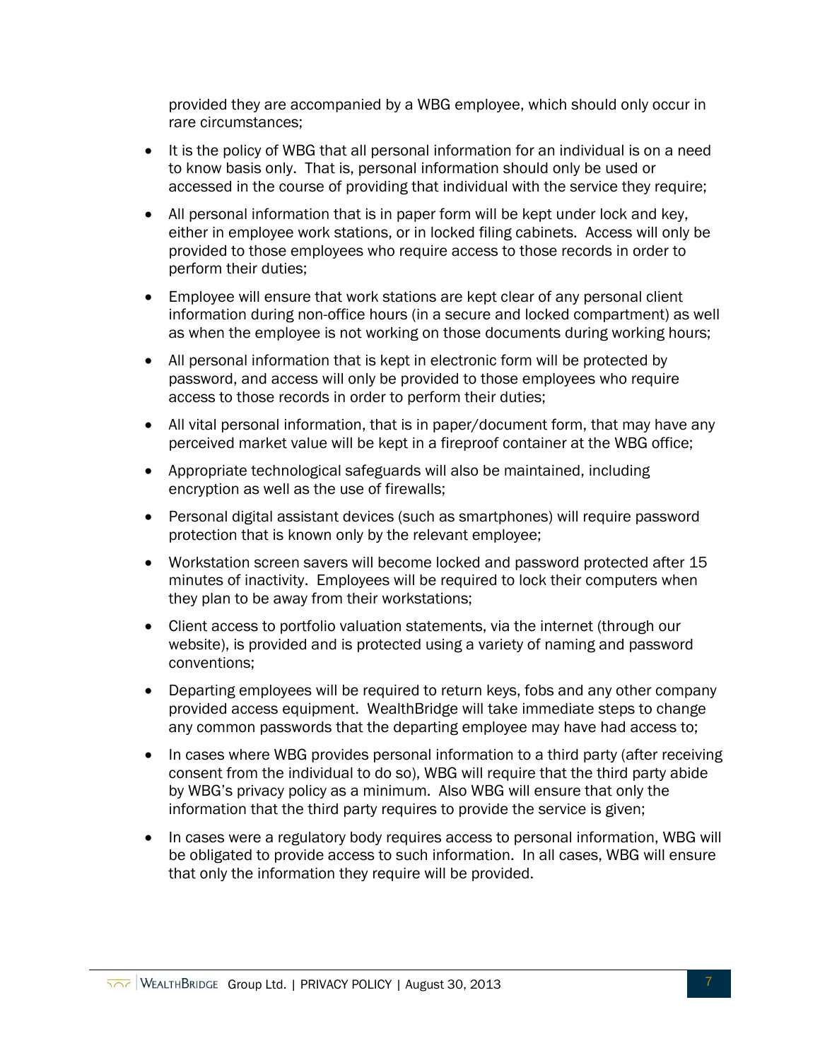provided they are accompanied by a WBG employee, which should only occur in rare circumstances;

- It is the policy of WBG that all personal information for an individual is on a need to know basis only. That is, personal information should only be used or accessed in the course of providing that individual with the service they require;
- All personal information that is in paper form will be kept under lock and key, either in employee work stations, or in locked filing cabinets. Access will only be provided to those employees who require access to those records in order to perform their duties;
- Employee will ensure that work stations are kept clear of any personal client information during non-office hours (in a secure and locked compartment) as well as when the employee is not working on those documents during working hours;
- All personal information that is kept in electronic form will be protected by password, and access will only be provided to those employees who require access to those records in order to perform their duties;
- All vital personal information, that is in paper/document form, that may have any perceived market value will be kept in a fireproof container at the WBG office;
- Appropriate technological safeguards will also be maintained, including encryption as well as the use of firewalls;
- Personal digital assistant devices (such as smartphones) will require password protection that is known only by the relevant employee;
- Workstation screen savers will become locked and password protected after 15 minutes of inactivity. Employees will be required to lock their computers when they plan to be away from their workstations;
- Client access to portfolio valuation statements, via the internet (through our website), is provided and is protected using a variety of naming and password conventions;
- Departing employees will be required to return keys, fobs and any other company provided access equipment. WealthBridge will take immediate steps to change any common passwords that the departing employee may have had access to;
- In cases where WBG provides personal information to a third party (after receiving consent from the individual to do so), WBG will require that the third party abide by WBG's privacy policy as a minimum. Also WBG will ensure that only the information that the third party requires to provide the service is given;
- In cases were a regulatory body requires access to personal information, WBG will be obligated to provide access to such information. In all cases, WBG will ensure that only the information they require will be provided.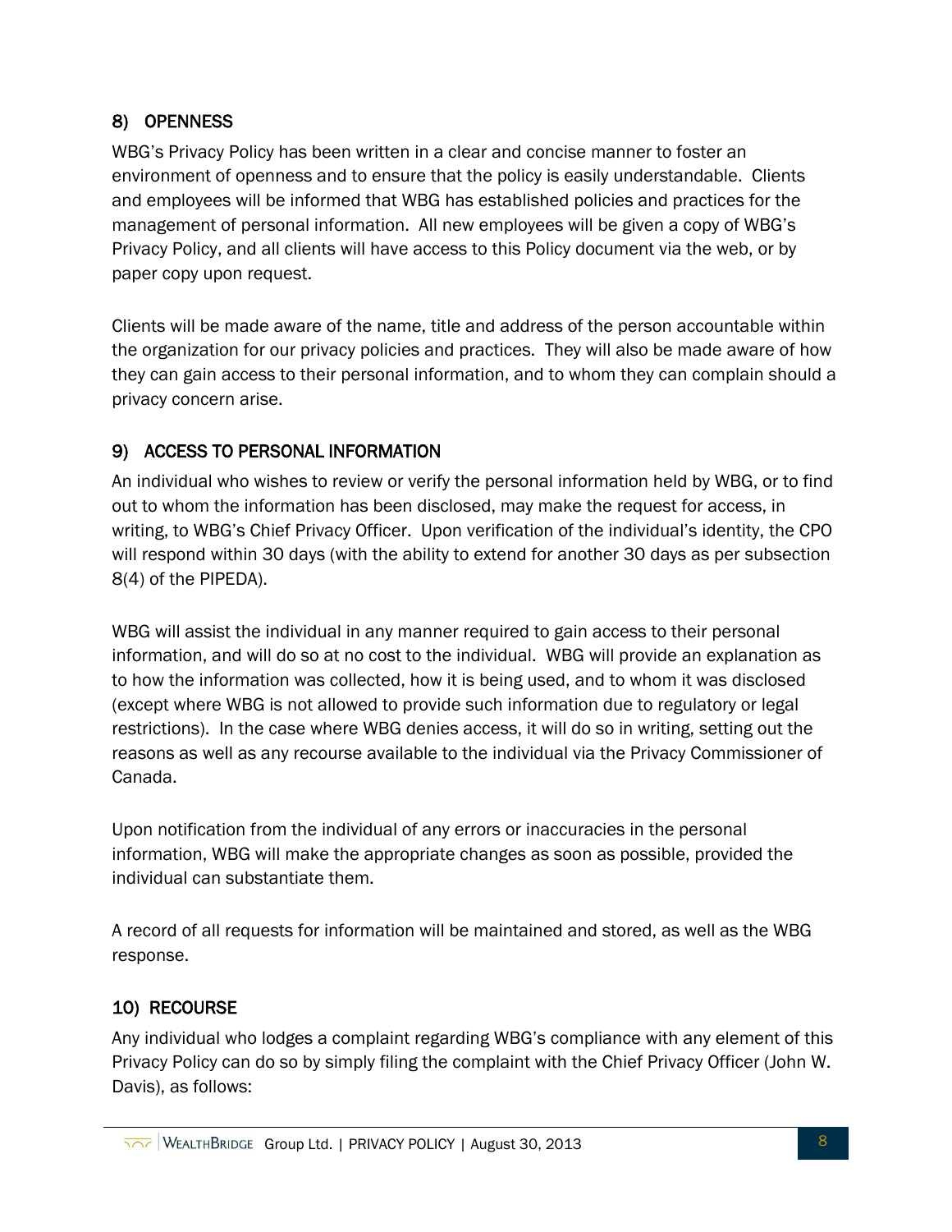## 8) OPENNESS

WBG's Privacy Policy has been written in a clear and concise manner to foster an environment of openness and to ensure that the policy is easily understandable. Clients and employees will be informed that WBG has established policies and practices for the management of personal information. All new employees will be given a copy of WBG's Privacy Policy, and all clients will have access to this Policy document via the web, or by paper copy upon request.

Clients will be made aware of the name, title and address of the person accountable within the organization for our privacy policies and practices. They will also be made aware of how they can gain access to their personal information, and to whom they can complain should a privacy concern arise.

## 9) ACCESS TO PERSONAL INFORMATION

An individual who wishes to review or verify the personal information held by WBG, or to find out to whom the information has been disclosed, may make the request for access, in writing, to WBG's Chief Privacy Officer. Upon verification of the individual's identity, the CPO will respond within 30 days (with the ability to extend for another 30 days as per subsection 8(4) of the PIPEDA).

WBG will assist the individual in any manner required to gain access to their personal information, and will do so at no cost to the individual. WBG will provide an explanation as to how the information was collected, how it is being used, and to whom it was disclosed (except where WBG is not allowed to provide such information due to regulatory or legal restrictions). In the case where WBG denies access, it will do so in writing, setting out the reasons as well as any recourse available to the individual via the Privacy Commissioner of Canada.

Upon notification from the individual of any errors or inaccuracies in the personal information, WBG will make the appropriate changes as soon as possible, provided the individual can substantiate them.

A record of all requests for information will be maintained and stored, as well as the WBG response.

## 10) RECOURSE

Any individual who lodges a complaint regarding WBG's compliance with any element of this Privacy Policy can do so by simply filing the complaint with the Chief Privacy Officer (John W. Davis), as follows: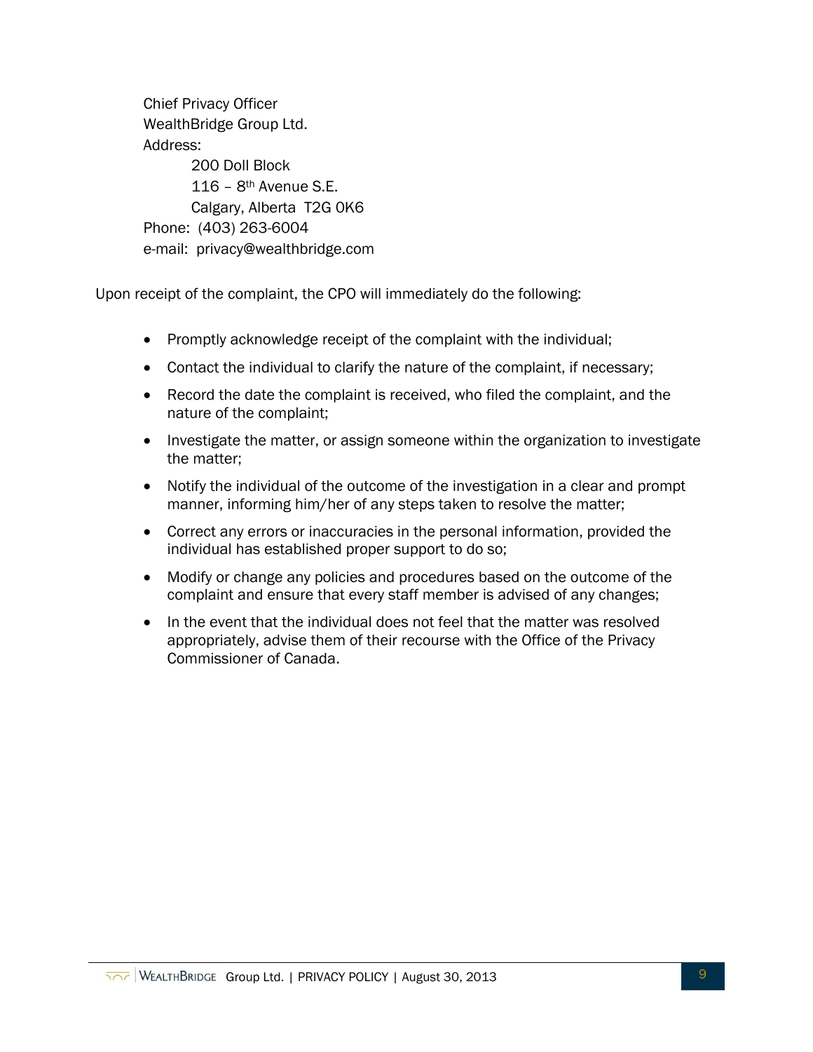Chief Privacy Officer
WealthBridge Group Ltd.
Address:

200 Doll Block
116 – 8th Avenue S.E.
Calgary, Alberta T2G 0K6

Phone: (403) 263-6004
e-mail: privacy@wealthbridge.com

Upon receipt of the complaint, the CPO will immediately do the following:

- Promptly acknowledge receipt of the complaint with the individual;
- Contact the individual to clarify the nature of the complaint, if necessary;
- Record the date the complaint is received, who filed the complaint, and the nature of the complaint;
- Investigate the matter, or assign someone within the organization to investigate the matter;
- Notify the individual of the outcome of the investigation in a clear and prompt manner, informing him/her of any steps taken to resolve the matter;
- Correct any errors or inaccuracies in the personal information, provided the individual has established proper support to do so;
- Modify or change any policies and procedures based on the outcome of the complaint and ensure that every staff member is advised of any changes;
- In the event that the individual does not feel that the matter was resolved appropriately, advise them of their recourse with the Office of the Privacy Commissioner of Canada.